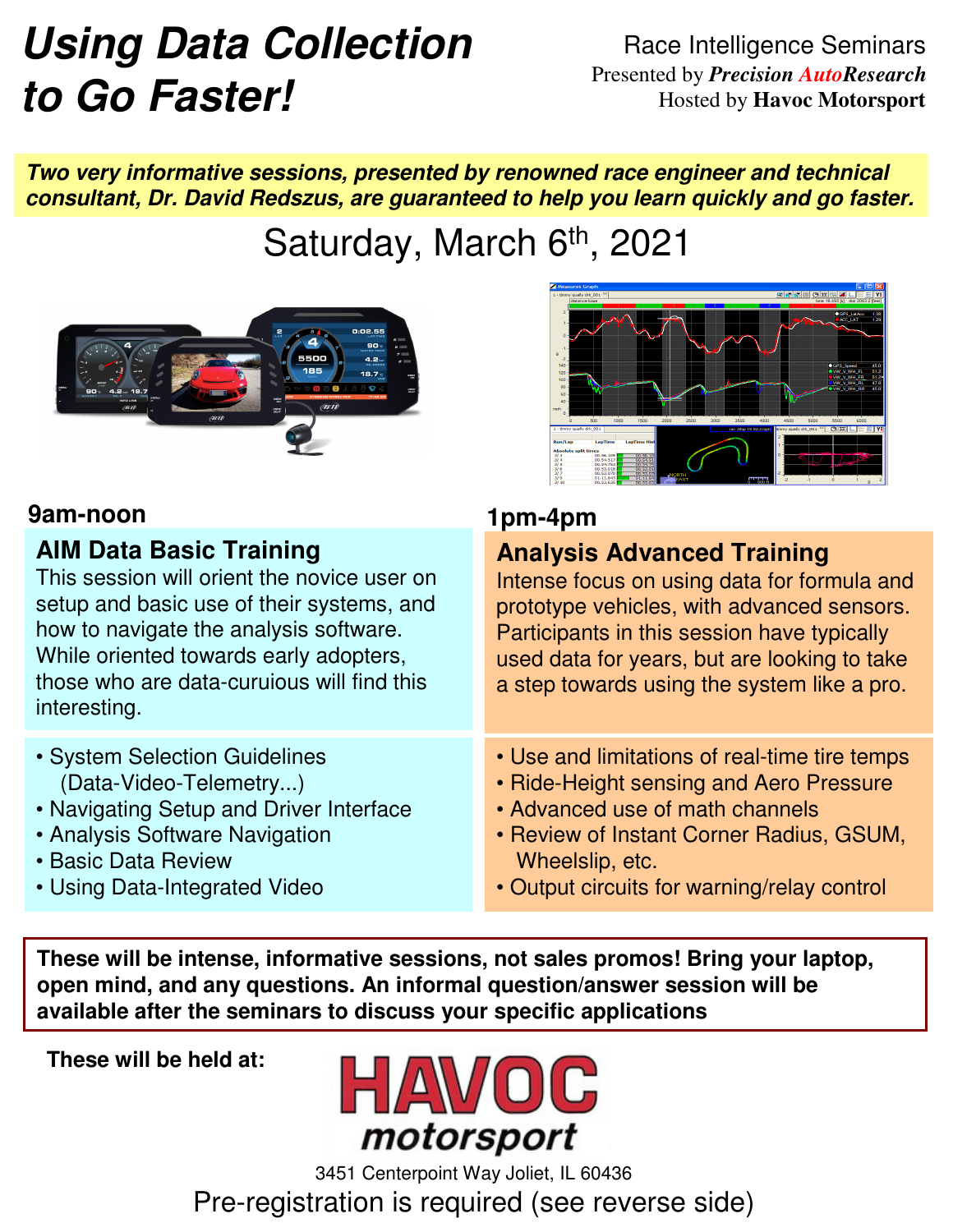# Using Data Collection to Go Faster!

Race Intelligence Seminars
Presented by ***Precision AutoResearch***
Hosted by **Havoc Motorsport**

***Two very informative sessions, presented by renowned race engineer and technical consultant, Dr. David Redszus, are guaranteed to help you learn quickly and go faster.***

## Saturday, March 6th, 2021

### 9am-noon

#### AIM Data Basic Training

This session will orient the novice user on setup and basic use of their systems, and how to navigate the analysis software. While oriented towards early adopters, those who are data-curuious will find this interesting.

- System Selection Guidelines (Data-Video-Telemetry...)
- Navigating Setup and Driver Interface
- Analysis Software Navigation
- Basic Data Review
- Using Data-Integrated Video

### 1pm-4pm

#### Analysis Advanced Training

Intense focus on using data for formula and prototype vehicles, with advanced sensors. Participants in this session have typically used data for years, but are looking to take a step towards using the system like a pro.

- Use and limitations of real-time tire temps
- Ride-Height sensing and Aero Pressure
- Advanced use of math channels
- Review of Instant Corner Radius, GSUM, Wheelslip, etc.
- Output circuits for warning/relay control

**These will be intense, informative sessions, not sales promos! Bring your laptop, open mind, and any questions. An informal question/answer session will be available after the seminars to discuss your specific applications**

**These will be held at:**

HAVOC motorsport

3451 Centerpoint Way Joliet, IL 60436

Pre-registration is required (see reverse side)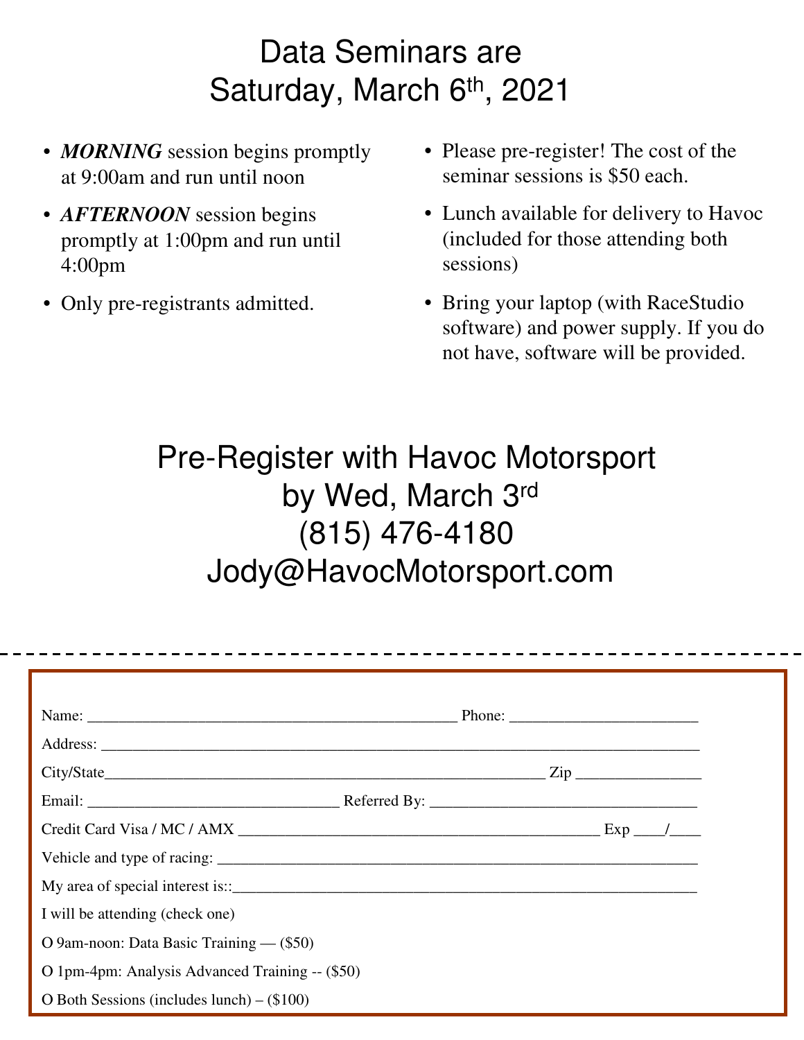# Data Seminars are Saturday, March 6th, 2021

- ***MORNING*** session begins promptly at 9:00am and run until noon
- ***AFTERNOON*** session begins promptly at 1:00pm and run until 4:00pm
- Only pre-registrants admitted.
- Please pre-register! The cost of the seminar sessions is $50 each.
- Lunch available for delivery to Havoc (included for those attending both sessions)
- Bring your laptop (with RaceStudio software) and power supply. If you do not have, software will be provided.

## Pre-Register with Havoc Motorsport by Wed, March 3rd
## (815) 476-4180
## Jody@HavocMotorsport.com

---

Name: _______________________________________________ Phone: ________________________

Address: _____________________________________________________________________________

City/State________________________________________________________ Zip ________________

Email: ________________________________ Referred By: __________________________________

Credit Card Visa / MC / AMX ______________________________________________ Exp ____/____

Vehicle and type of racing: _________________________________________________________

My area of special interest is::______________________________________________________

I will be attending (check one)

O 9am-noon: Data Basic Training — ($50)

O 1pm-4pm: Analysis Advanced Training -- ($50)

O Both Sessions (includes lunch) – ($100)